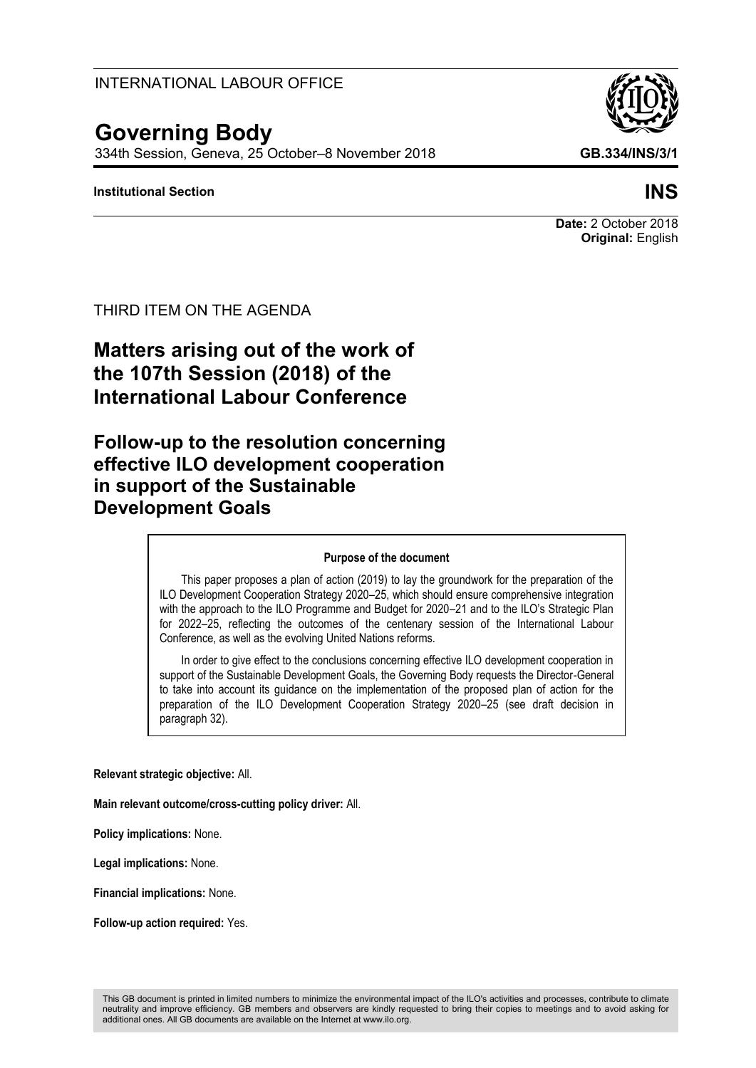INTERNATIONAL LABOUR OFFICE

# Governing Body

334th Session, Geneva, 25 October–8 November 2018

**GB.334/INS/3/1**

**Institutional Section**

**INS**

**Date:** 2 October 2018
**Original:** English

THIRD ITEM ON THE AGENDA

## Matters arising out of the work of the 107th Session (2018) of the International Labour Conference

## Follow-up to the resolution concerning effective ILO development cooperation in support of the Sustainable Development Goals

**Purpose of the document**

This paper proposes a plan of action (2019) to lay the groundwork for the preparation of the ILO Development Cooperation Strategy 2020–25, which should ensure comprehensive integration with the approach to the ILO Programme and Budget for 2020–21 and to the ILO's Strategic Plan for 2022–25, reflecting the outcomes of the centenary session of the International Labour Conference, as well as the evolving United Nations reforms.

In order to give effect to the conclusions concerning effective ILO development cooperation in support of the Sustainable Development Goals, the Governing Body requests the Director-General to take into account its guidance on the implementation of the proposed plan of action for the preparation of the ILO Development Cooperation Strategy 2020–25 (see draft decision in paragraph 32).

**Relevant strategic objective:** All.

**Main relevant outcome/cross-cutting policy driver:** All.

**Policy implications:** None.

**Legal implications:** None.

**Financial implications:** None.

**Follow-up action required:** Yes.

This GB document is printed in limited numbers to minimize the environmental impact of the ILO's activities and processes, contribute to climate neutrality and improve efficiency. GB members and observers are kindly requested to bring their copies to meetings and to avoid asking for additional ones. All GB documents are available on the Internet at www.ilo.org.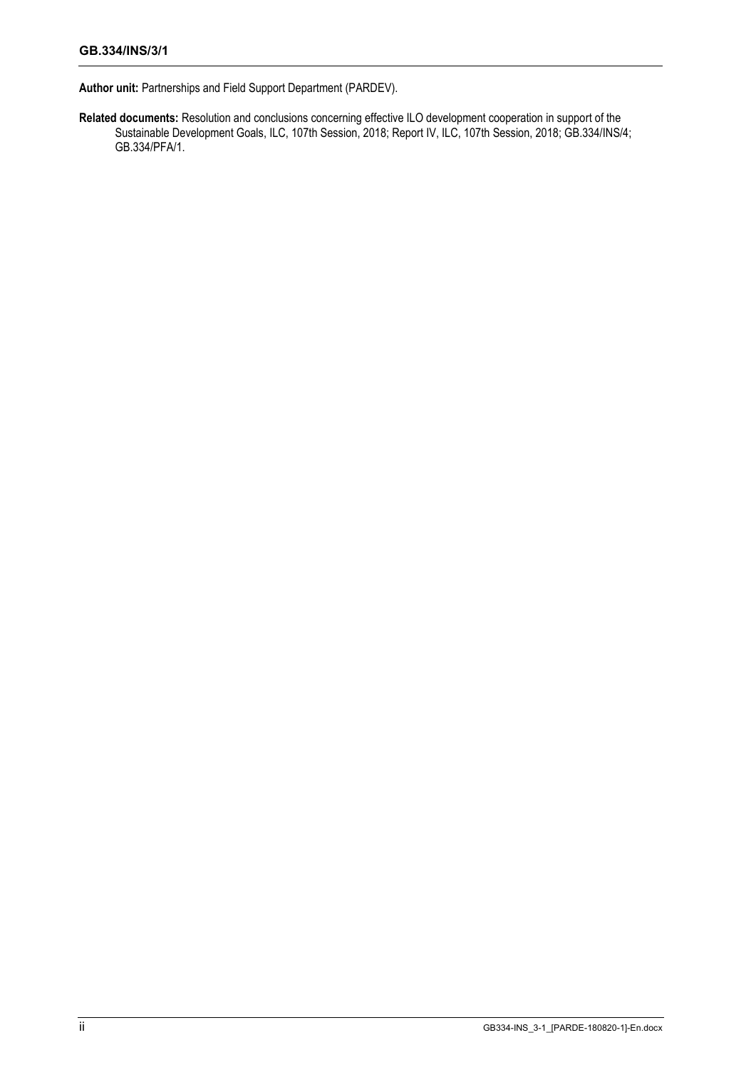**Author unit:** Partnerships and Field Support Department (PARDEV).

**Related documents:** Resolution and conclusions concerning effective ILO development cooperation in support of the Sustainable Development Goals, ILC, 107th Session, 2018; Report IV, ILC, 107th Session, 2018; GB.334/INS/4; GB.334/PFA/1.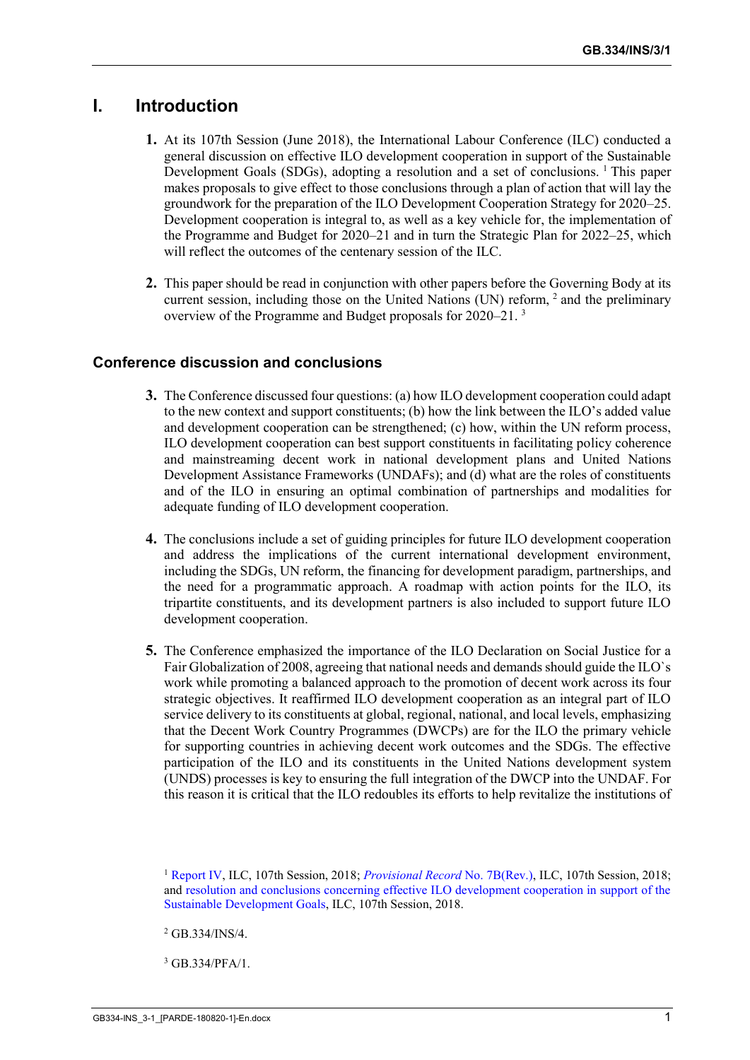# I. Introduction

**1.** At its 107th Session (June 2018), the International Labour Conference (ILC) conducted a general discussion on effective ILO development cooperation in support of the Sustainable Development Goals (SDGs), adopting a resolution and a set of conclusions. [1] This paper makes proposals to give effect to those conclusions through a plan of action that will lay the groundwork for the preparation of the ILO Development Cooperation Strategy for 2020–25. Development cooperation is integral to, as well as a key vehicle for, the implementation of the Programme and Budget for 2020–21 and in turn the Strategic Plan for 2022–25, which will reflect the outcomes of the centenary session of the ILC.

**2.** This paper should be read in conjunction with other papers before the Governing Body at its current session, including those on the United Nations (UN) reform, [2] and the preliminary overview of the Programme and Budget proposals for 2020–21. [3]

## Conference discussion and conclusions

**3.** The Conference discussed four questions: (a) how ILO development cooperation could adapt to the new context and support constituents; (b) how the link between the ILO's added value and development cooperation can be strengthened; (c) how, within the UN reform process, ILO development cooperation can best support constituents in facilitating policy coherence and mainstreaming decent work in national development plans and United Nations Development Assistance Frameworks (UNDAFs); and (d) what are the roles of constituents and of the ILO in ensuring an optimal combination of partnerships and modalities for adequate funding of ILO development cooperation.

**4.** The conclusions include a set of guiding principles for future ILO development cooperation and address the implications of the current international development environment, including the SDGs, UN reform, the financing for development paradigm, partnerships, and the need for a programmatic approach. A roadmap with action points for the ILO, its tripartite constituents, and its development partners is also included to support future ILO development cooperation.

**5.** The Conference emphasized the importance of the ILO Declaration on Social Justice for a Fair Globalization of 2008, agreeing that national needs and demands should guide the ILO`s work while promoting a balanced approach to the promotion of decent work across its four strategic objectives. It reaffirmed ILO development cooperation as an integral part of ILO service delivery to its constituents at global, regional, national, and local levels, emphasizing that the Decent Work Country Programmes (DWCPs) are for the ILO the primary vehicle for supporting countries in achieving decent work outcomes and the SDGs. The effective participation of the ILO and its constituents in the United Nations development system (UNDS) processes is key to ensuring the full integration of the DWCP into the UNDAF. For this reason it is critical that the ILO redoubles its efforts to help revitalize the institutions of

[1] Report IV, ILC, 107th Session, 2018; *Provisional Record* No. 7B(Rev.), ILC, 107th Session, 2018; and resolution and conclusions concerning effective ILO development cooperation in support of the Sustainable Development Goals, ILC, 107th Session, 2018.

[2] GB.334/INS/4.

[3] GB.334/PFA/1.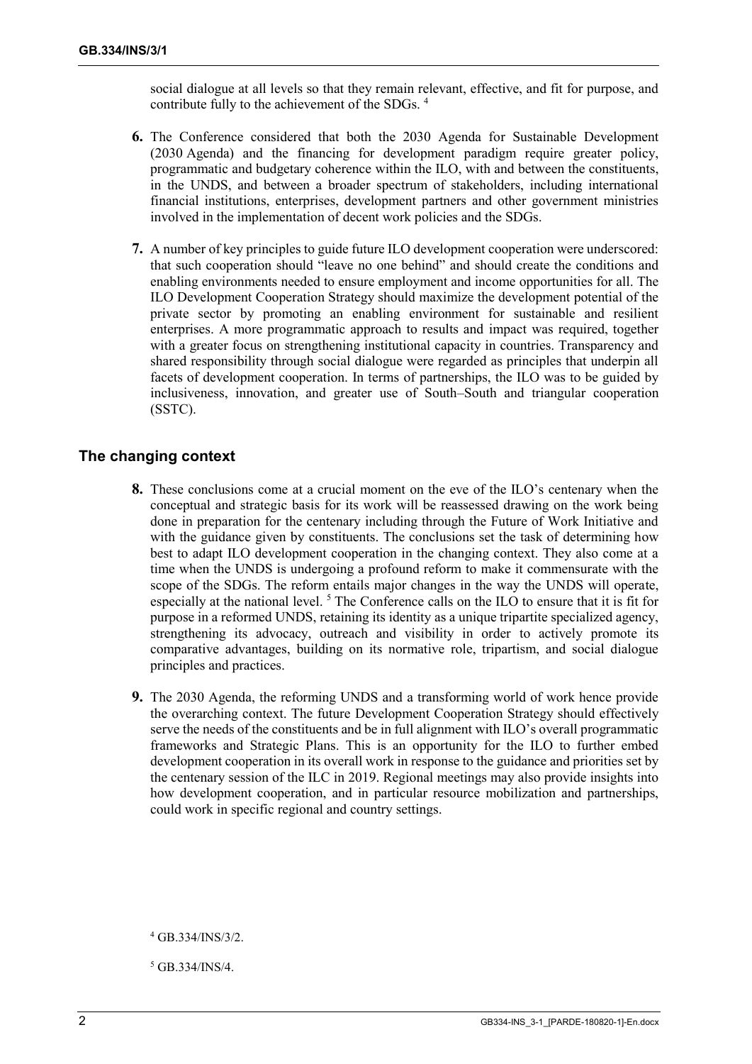social dialogue at all levels so that they remain relevant, effective, and fit for purpose, and contribute fully to the achievement of the SDGs. [4]

**6.** The Conference considered that both the 2030 Agenda for Sustainable Development (2030 Agenda) and the financing for development paradigm require greater policy, programmatic and budgetary coherence within the ILO, with and between the constituents, in the UNDS, and between a broader spectrum of stakeholders, including international financial institutions, enterprises, development partners and other government ministries involved in the implementation of decent work policies and the SDGs.

**7.** A number of key principles to guide future ILO development cooperation were underscored: that such cooperation should "leave no one behind" and should create the conditions and enabling environments needed to ensure employment and income opportunities for all. The ILO Development Cooperation Strategy should maximize the development potential of the private sector by promoting an enabling environment for sustainable and resilient enterprises. A more programmatic approach to results and impact was required, together with a greater focus on strengthening institutional capacity in countries. Transparency and shared responsibility through social dialogue were regarded as principles that underpin all facets of development cooperation. In terms of partnerships, the ILO was to be guided by inclusiveness, innovation, and greater use of South–South and triangular cooperation (SSTC).

## The changing context

**8.** These conclusions come at a crucial moment on the eve of the ILO's centenary when the conceptual and strategic basis for its work will be reassessed drawing on the work being done in preparation for the centenary including through the Future of Work Initiative and with the guidance given by constituents. The conclusions set the task of determining how best to adapt ILO development cooperation in the changing context. They also come at a time when the UNDS is undergoing a profound reform to make it commensurate with the scope of the SDGs. The reform entails major changes in the way the UNDS will operate, especially at the national level. [5] The Conference calls on the ILO to ensure that it is fit for purpose in a reformed UNDS, retaining its identity as a unique tripartite specialized agency, strengthening its advocacy, outreach and visibility in order to actively promote its comparative advantages, building on its normative role, tripartism, and social dialogue principles and practices.

**9.** The 2030 Agenda, the reforming UNDS and a transforming world of work hence provide the overarching context. The future Development Cooperation Strategy should effectively serve the needs of the constituents and be in full alignment with ILO's overall programmatic frameworks and Strategic Plans. This is an opportunity for the ILO to further embed development cooperation in its overall work in response to the guidance and priorities set by the centenary session of the ILC in 2019. Regional meetings may also provide insights into how development cooperation, and in particular resource mobilization and partnerships, could work in specific regional and country settings.

[4] GB.334/INS/3/2.

[5] GB.334/INS/4.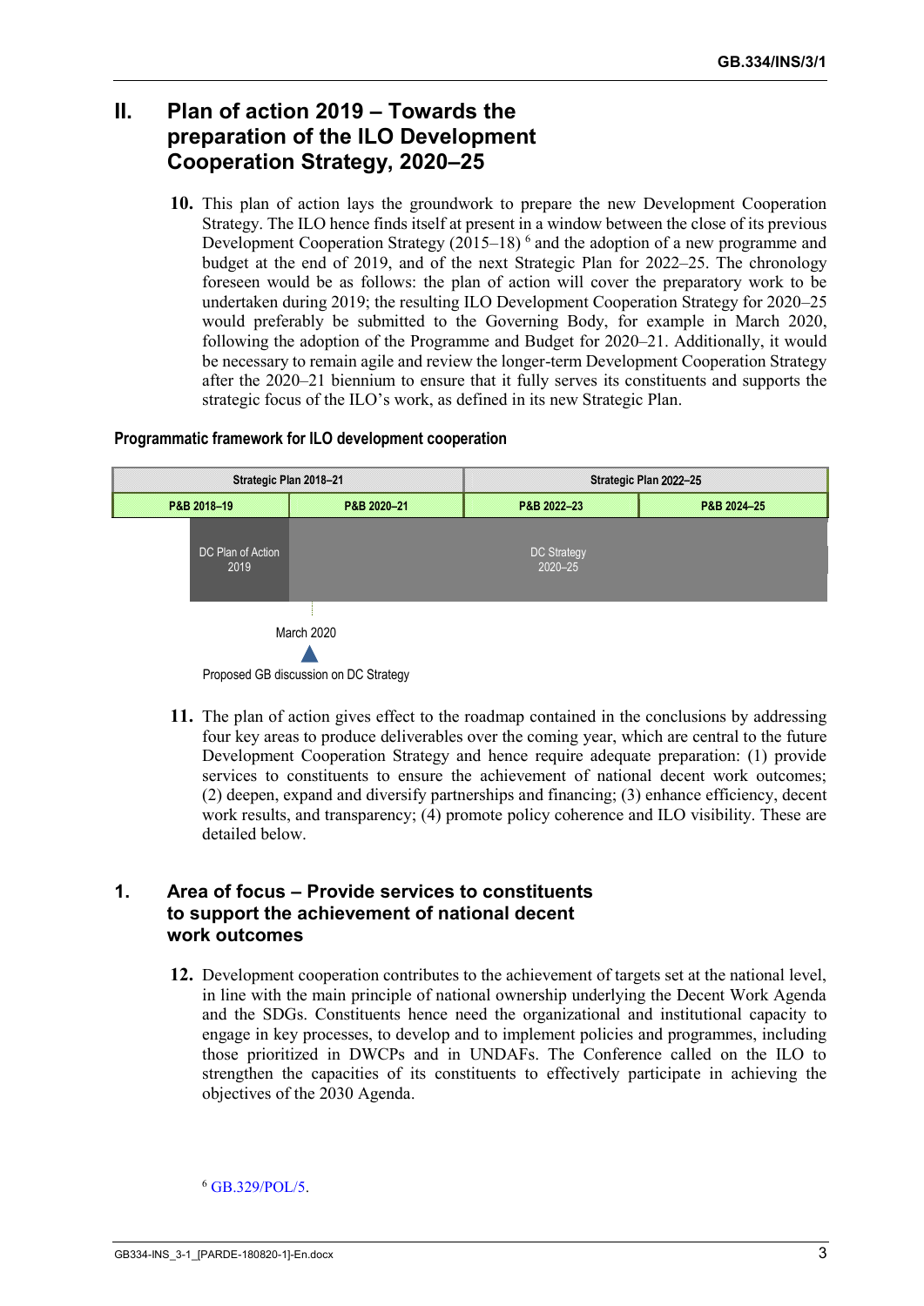# II. Plan of action 2019 – Towards the preparation of the ILO Development Cooperation Strategy, 2020–25

**10.** This plan of action lays the groundwork to prepare the new Development Cooperation Strategy. The ILO hence finds itself at present in a window between the close of its previous Development Cooperation Strategy (2015–18) [6] and the adoption of a new programme and budget at the end of 2019, and of the next Strategic Plan for 2022–25. The chronology foreseen would be as follows: the plan of action will cover the preparatory work to be undertaken during 2019; the resulting ILO Development Cooperation Strategy for 2020–25 would preferably be submitted to the Governing Body, for example in March 2020, following the adoption of the Programme and Budget for 2020–21. Additionally, it would be necessary to remain agile and review the longer-term Development Cooperation Strategy after the 2020–21 biennium to ensure that it fully serves its constituents and supports the strategic focus of the ILO's work, as defined in its new Strategic Plan.

**Programmatic framework for ILO development cooperation**

| Strategic Plan 2018–21 | | Strategic Plan 2022–25 | |
|---|---|---|---|
| P&B 2018–19 | P&B 2020–21 | P&B 2022–23 | P&B 2024–25 |
| DC Plan of Action 2019 | DC Strategy 2020–25 | | |

March 2020

Proposed GB discussion on DC Strategy

**11.** The plan of action gives effect to the roadmap contained in the conclusions by addressing four key areas to produce deliverables over the coming year, which are central to the future Development Cooperation Strategy and hence require adequate preparation: (1) provide services to constituents to ensure the achievement of national decent work outcomes; (2) deepen, expand and diversify partnerships and financing; (3) enhance efficiency, decent work results, and transparency; (4) promote policy coherence and ILO visibility. These are detailed below.

## 1. Area of focus – Provide services to constituents to support the achievement of national decent work outcomes

**12.** Development cooperation contributes to the achievement of targets set at the national level, in line with the main principle of national ownership underlying the Decent Work Agenda and the SDGs. Constituents hence need the organizational and institutional capacity to engage in key processes, to develop and to implement policies and programmes, including those prioritized in DWCPs and in UNDAFs. The Conference called on the ILO to strengthen the capacities of its constituents to effectively participate in achieving the objectives of the 2030 Agenda.

[6] GB.329/POL/5.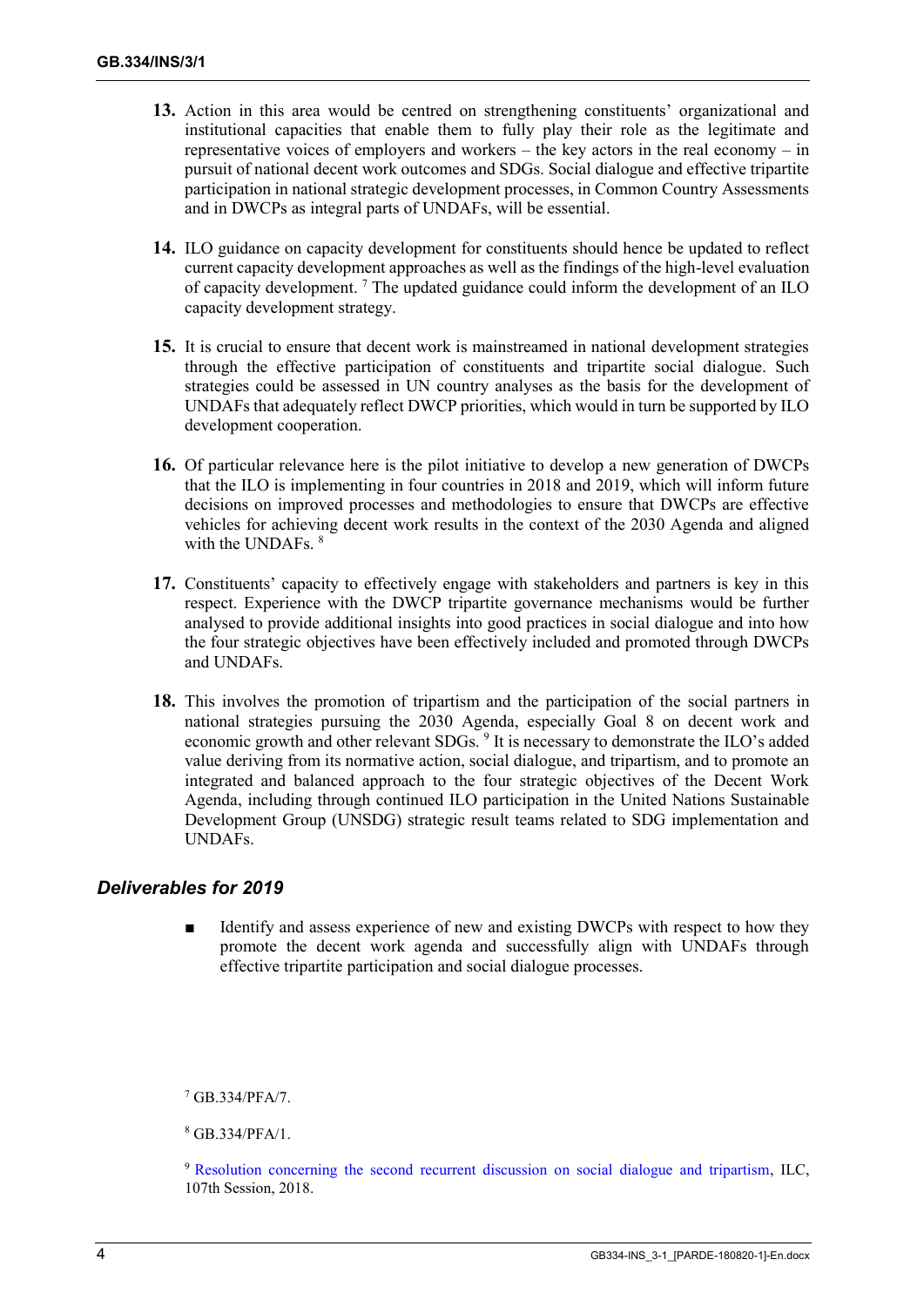**13.** Action in this area would be centred on strengthening constituents' organizational and institutional capacities that enable them to fully play their role as the legitimate and representative voices of employers and workers – the key actors in the real economy – in pursuit of national decent work outcomes and SDGs. Social dialogue and effective tripartite participation in national strategic development processes, in Common Country Assessments and in DWCPs as integral parts of UNDAFs, will be essential.

**14.** ILO guidance on capacity development for constituents should hence be updated to reflect current capacity development approaches as well as the findings of the high-level evaluation of capacity development. [7] The updated guidance could inform the development of an ILO capacity development strategy.

**15.** It is crucial to ensure that decent work is mainstreamed in national development strategies through the effective participation of constituents and tripartite social dialogue. Such strategies could be assessed in UN country analyses as the basis for the development of UNDAFs that adequately reflect DWCP priorities, which would in turn be supported by ILO development cooperation.

**16.** Of particular relevance here is the pilot initiative to develop a new generation of DWCPs that the ILO is implementing in four countries in 2018 and 2019, which will inform future decisions on improved processes and methodologies to ensure that DWCPs are effective vehicles for achieving decent work results in the context of the 2030 Agenda and aligned with the UNDAFs. [8]

**17.** Constituents' capacity to effectively engage with stakeholders and partners is key in this respect. Experience with the DWCP tripartite governance mechanisms would be further analysed to provide additional insights into good practices in social dialogue and into how the four strategic objectives have been effectively included and promoted through DWCPs and UNDAFs.

**18.** This involves the promotion of tripartism and the participation of the social partners in national strategies pursuing the 2030 Agenda, especially Goal 8 on decent work and economic growth and other relevant SDGs. [9] It is necessary to demonstrate the ILO's added value deriving from its normative action, social dialogue, and tripartism, and to promote an integrated and balanced approach to the four strategic objectives of the Decent Work Agenda, including through continued ILO participation in the United Nations Sustainable Development Group (UNSDG) strategic result teams related to SDG implementation and UNDAFs.

### *Deliverables for 2019*

- Identify and assess experience of new and existing DWCPs with respect to how they promote the decent work agenda and successfully align with UNDAFs through effective tripartite participation and social dialogue processes.

[7] GB.334/PFA/7.

[8] GB.334/PFA/1.

[9] Resolution concerning the second recurrent discussion on social dialogue and tripartism, ILC, 107th Session, 2018.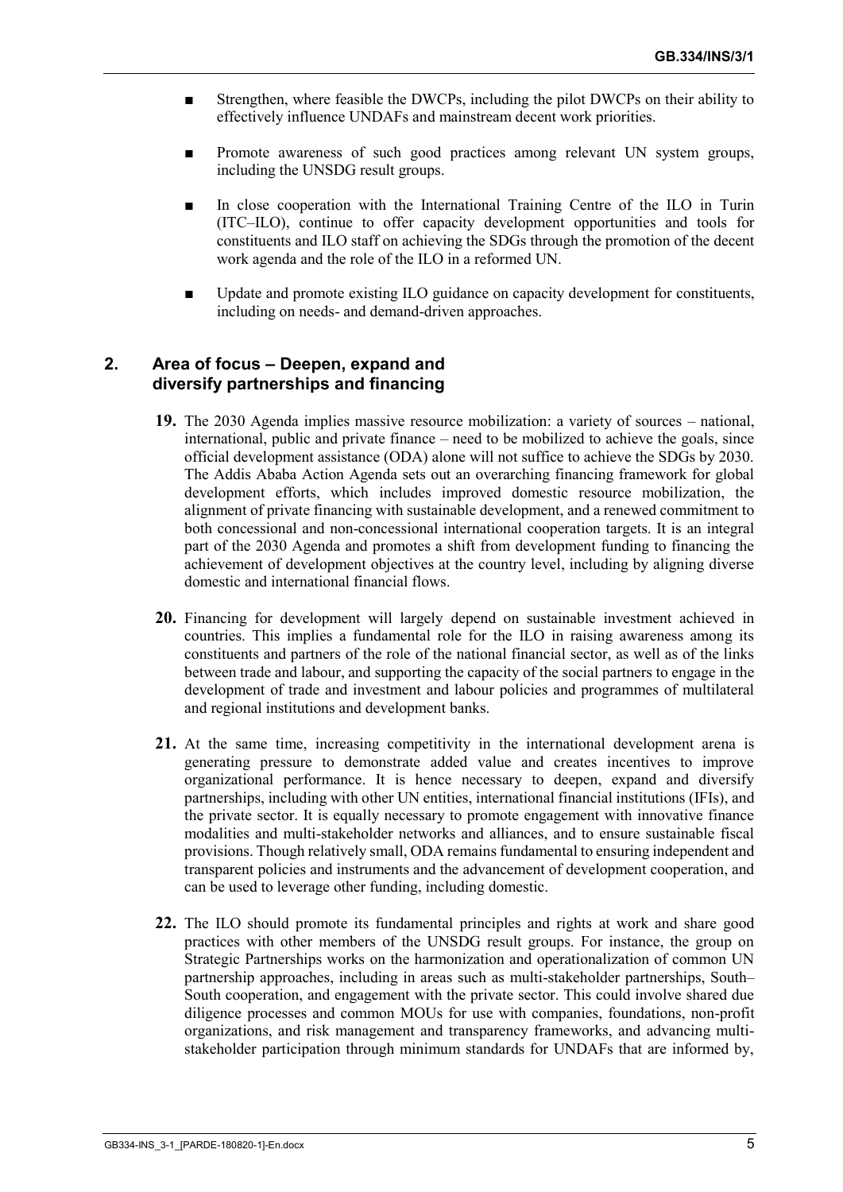- Strengthen, where feasible the DWCPs, including the pilot DWCPs on their ability to effectively influence UNDAFs and mainstream decent work priorities.
- Promote awareness of such good practices among relevant UN system groups, including the UNSDG result groups.
- In close cooperation with the International Training Centre of the ILO in Turin (ITC–ILO), continue to offer capacity development opportunities and tools for constituents and ILO staff on achieving the SDGs through the promotion of the decent work agenda and the role of the ILO in a reformed UN.
- Update and promote existing ILO guidance on capacity development for constituents, including on needs- and demand-driven approaches.

## 2. Area of focus – Deepen, expand and diversify partnerships and financing

**19.** The 2030 Agenda implies massive resource mobilization: a variety of sources – national, international, public and private finance – need to be mobilized to achieve the goals, since official development assistance (ODA) alone will not suffice to achieve the SDGs by 2030. The Addis Ababa Action Agenda sets out an overarching financing framework for global development efforts, which includes improved domestic resource mobilization, the alignment of private financing with sustainable development, and a renewed commitment to both concessional and non-concessional international cooperation targets. It is an integral part of the 2030 Agenda and promotes a shift from development funding to financing the achievement of development objectives at the country level, including by aligning diverse domestic and international financial flows.

**20.** Financing for development will largely depend on sustainable investment achieved in countries. This implies a fundamental role for the ILO in raising awareness among its constituents and partners of the role of the national financial sector, as well as of the links between trade and labour, and supporting the capacity of the social partners to engage in the development of trade and investment and labour policies and programmes of multilateral and regional institutions and development banks.

**21.** At the same time, increasing competitivity in the international development arena is generating pressure to demonstrate added value and creates incentives to improve organizational performance. It is hence necessary to deepen, expand and diversify partnerships, including with other UN entities, international financial institutions (IFIs), and the private sector. It is equally necessary to promote engagement with innovative finance modalities and multi-stakeholder networks and alliances, and to ensure sustainable fiscal provisions. Though relatively small, ODA remains fundamental to ensuring independent and transparent policies and instruments and the advancement of development cooperation, and can be used to leverage other funding, including domestic.

**22.** The ILO should promote its fundamental principles and rights at work and share good practices with other members of the UNSDG result groups. For instance, the group on Strategic Partnerships works on the harmonization and operationalization of common UN partnership approaches, including in areas such as multi-stakeholder partnerships, South–South cooperation, and engagement with the private sector. This could involve shared due diligence processes and common MOUs for use with companies, foundations, non-profit organizations, and risk management and transparency frameworks, and advancing multi-stakeholder participation through minimum standards for UNDAFs that are informed by,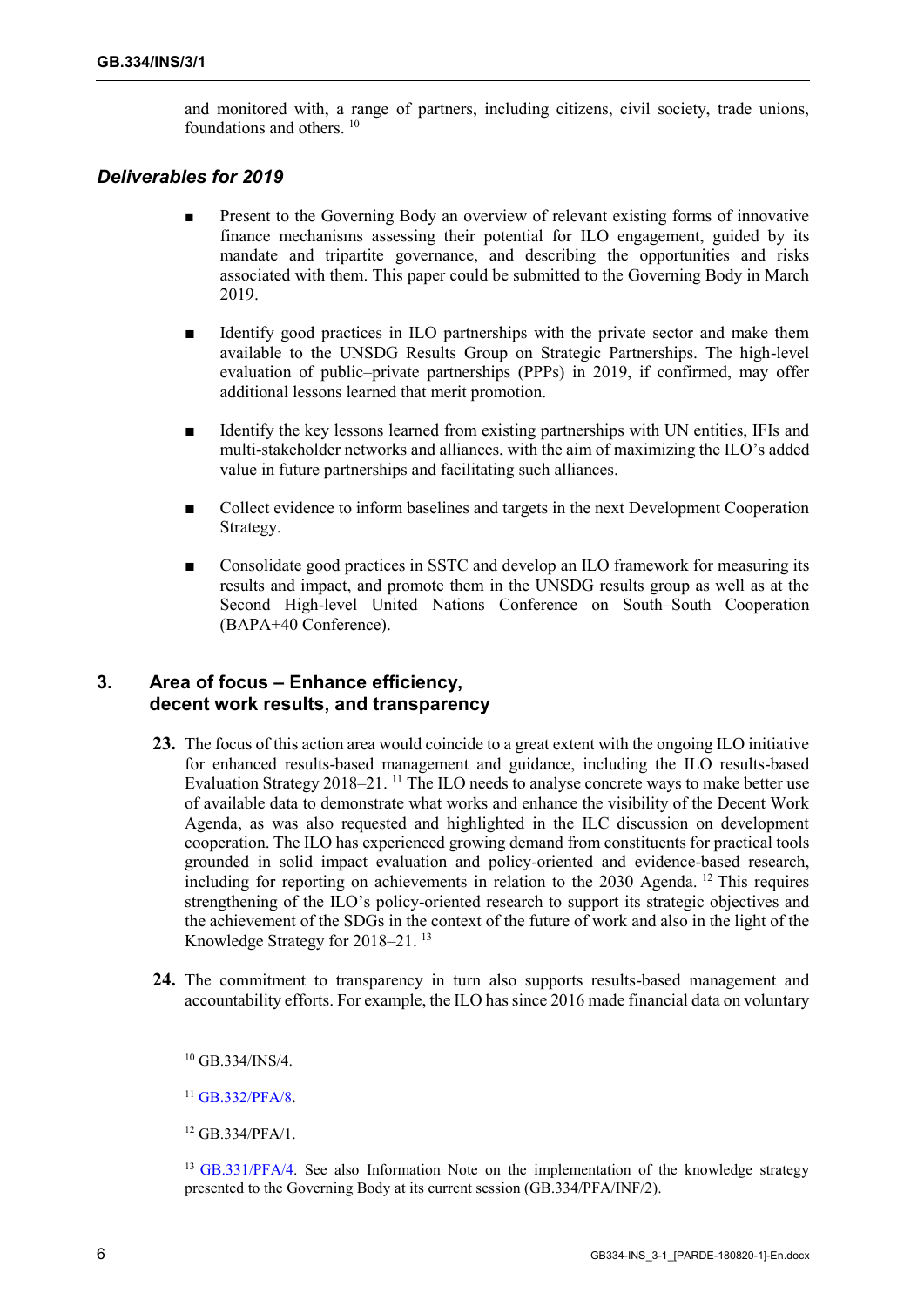and monitored with, a range of partners, including citizens, civil society, trade unions, foundations and others. [10]

### *Deliverables for 2019*

- Present to the Governing Body an overview of relevant existing forms of innovative finance mechanisms assessing their potential for ILO engagement, guided by its mandate and tripartite governance, and describing the opportunities and risks associated with them. This paper could be submitted to the Governing Body in March 2019.
- Identify good practices in ILO partnerships with the private sector and make them available to the UNSDG Results Group on Strategic Partnerships. The high-level evaluation of public–private partnerships (PPPs) in 2019, if confirmed, may offer additional lessons learned that merit promotion.
- Identify the key lessons learned from existing partnerships with UN entities, IFIs and multi-stakeholder networks and alliances, with the aim of maximizing the ILO's added value in future partnerships and facilitating such alliances.
- Collect evidence to inform baselines and targets in the next Development Cooperation Strategy.
- Consolidate good practices in SSTC and develop an ILO framework for measuring its results and impact, and promote them in the UNSDG results group as well as at the Second High-level United Nations Conference on South–South Cooperation (BAPA+40 Conference).

## 3. Area of focus – Enhance efficiency, decent work results, and transparency

**23.** The focus of this action area would coincide to a great extent with the ongoing ILO initiative for enhanced results-based management and guidance, including the ILO results-based Evaluation Strategy 2018–21. [11] The ILO needs to analyse concrete ways to make better use of available data to demonstrate what works and enhance the visibility of the Decent Work Agenda, as was also requested and highlighted in the ILC discussion on development cooperation. The ILO has experienced growing demand from constituents for practical tools grounded in solid impact evaluation and policy-oriented and evidence-based research, including for reporting on achievements in relation to the 2030 Agenda. [12] This requires strengthening of the ILO's policy-oriented research to support its strategic objectives and the achievement of the SDGs in the context of the future of work and also in the light of the Knowledge Strategy for 2018–21. [13]

**24.** The commitment to transparency in turn also supports results-based management and accountability efforts. For example, the ILO has since 2016 made financial data on voluntary

---

[10] GB.334/INS/4.

[11] GB.332/PFA/8.

[12] GB.334/PFA/1.

[13] GB.331/PFA/4. See also Information Note on the implementation of the knowledge strategy presented to the Governing Body at its current session (GB.334/PFA/INF/2).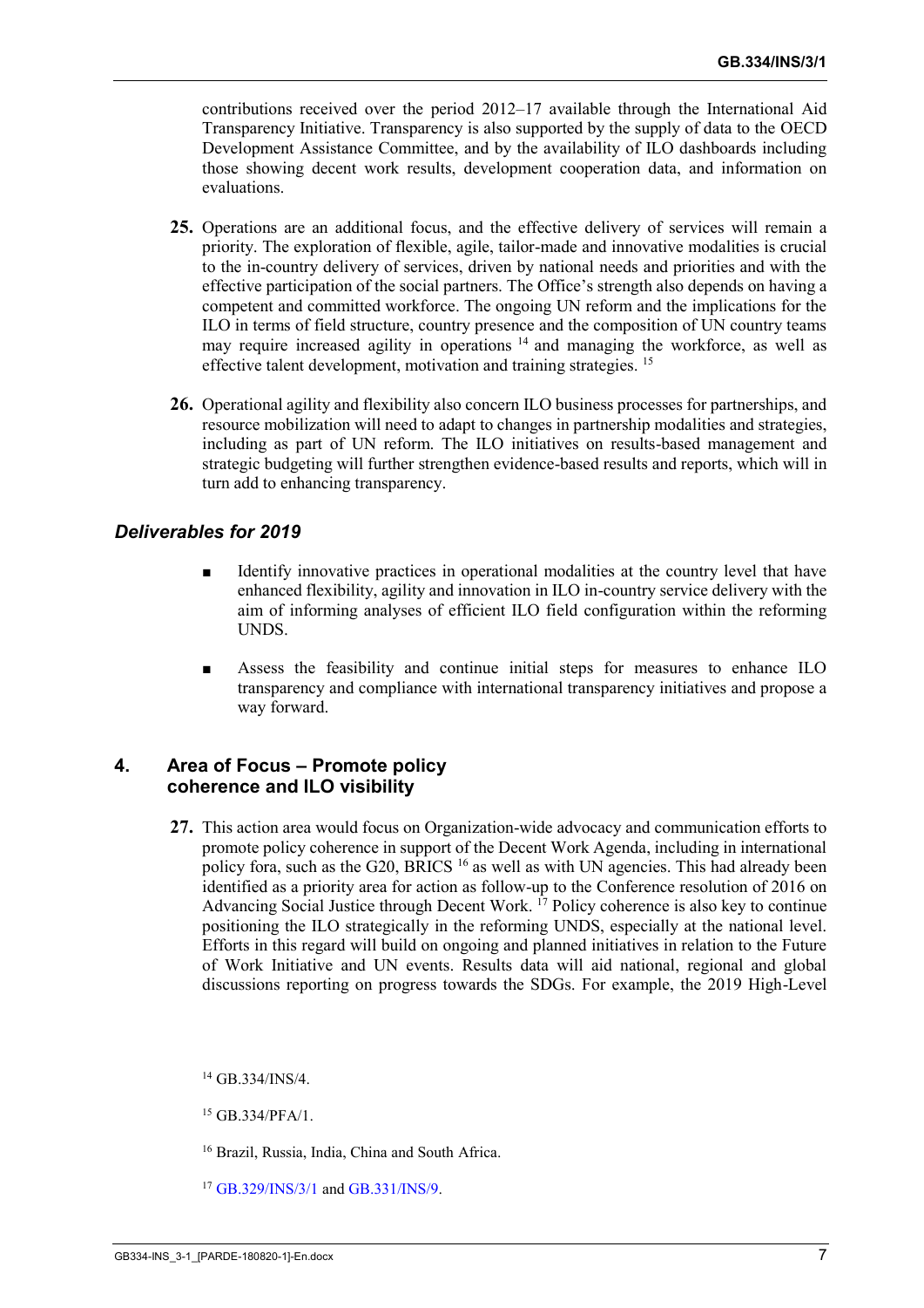contributions received over the period 2012–17 available through the International Aid Transparency Initiative. Transparency is also supported by the supply of data to the OECD Development Assistance Committee, and by the availability of ILO dashboards including those showing decent work results, development cooperation data, and information on evaluations.

**25.** Operations are an additional focus, and the effective delivery of services will remain a priority. The exploration of flexible, agile, tailor-made and innovative modalities is crucial to the in-country delivery of services, driven by national needs and priorities and with the effective participation of the social partners. The Office's strength also depends on having a competent and committed workforce. The ongoing UN reform and the implications for the ILO in terms of field structure, country presence and the composition of UN country teams may require increased agility in operations [14] and managing the workforce, as well as effective talent development, motivation and training strategies. [15]

**26.** Operational agility and flexibility also concern ILO business processes for partnerships, and resource mobilization will need to adapt to changes in partnership modalities and strategies, including as part of UN reform. The ILO initiatives on results-based management and strategic budgeting will further strengthen evidence-based results and reports, which will in turn add to enhancing transparency.

### *Deliverables for 2019*

- Identify innovative practices in operational modalities at the country level that have enhanced flexibility, agility and innovation in ILO in-country service delivery with the aim of informing analyses of efficient ILO field configuration within the reforming UNDS.
- Assess the feasibility and continue initial steps for measures to enhance ILO transparency and compliance with international transparency initiatives and propose a way forward.

## 4. Area of Focus – Promote policy coherence and ILO visibility

**27.** This action area would focus on Organization-wide advocacy and communication efforts to promote policy coherence in support of the Decent Work Agenda, including in international policy fora, such as the G20, BRICS [16] as well as with UN agencies. This had already been identified as a priority area for action as follow-up to the Conference resolution of 2016 on Advancing Social Justice through Decent Work. [17] Policy coherence is also key to continue positioning the ILO strategically in the reforming UNDS, especially at the national level. Efforts in this regard will build on ongoing and planned initiatives in relation to the Future of Work Initiative and UN events. Results data will aid national, regional and global discussions reporting on progress towards the SDGs. For example, the 2019 High-Level

[14] GB.334/INS/4.

[15] GB.334/PFA/1.

[16] Brazil, Russia, India, China and South Africa.

[17] GB.329/INS/3/1 and GB.331/INS/9.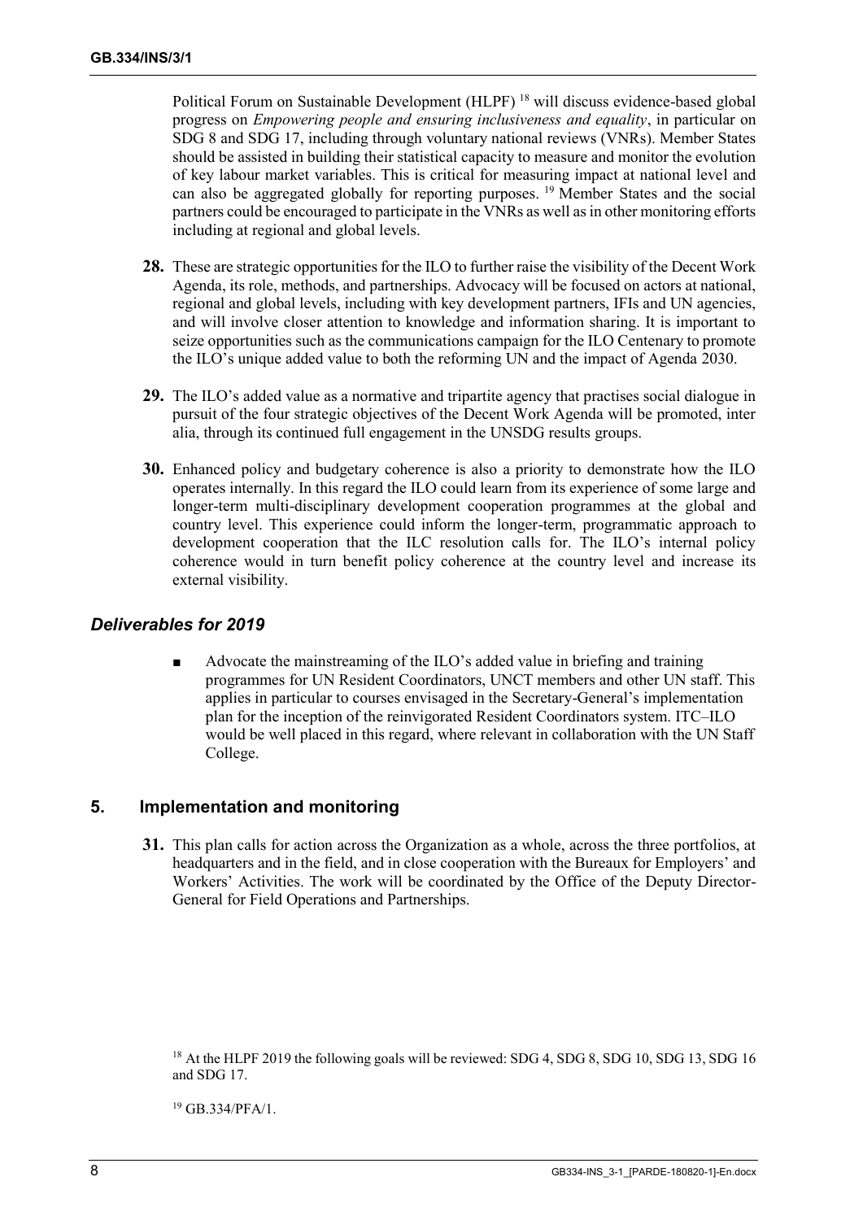Political Forum on Sustainable Development (HLPF) [18] will discuss evidence-based global progress on *Empowering people and ensuring inclusiveness and equality*, in particular on SDG 8 and SDG 17, including through voluntary national reviews (VNRs). Member States should be assisted in building their statistical capacity to measure and monitor the evolution of key labour market variables. This is critical for measuring impact at national level and can also be aggregated globally for reporting purposes. [19] Member States and the social partners could be encouraged to participate in the VNRs as well as in other monitoring efforts including at regional and global levels.

**28.** These are strategic opportunities for the ILO to further raise the visibility of the Decent Work Agenda, its role, methods, and partnerships. Advocacy will be focused on actors at national, regional and global levels, including with key development partners, IFIs and UN agencies, and will involve closer attention to knowledge and information sharing. It is important to seize opportunities such as the communications campaign for the ILO Centenary to promote the ILO's unique added value to both the reforming UN and the impact of Agenda 2030.

**29.** The ILO's added value as a normative and tripartite agency that practises social dialogue in pursuit of the four strategic objectives of the Decent Work Agenda will be promoted, inter alia, through its continued full engagement in the UNSDG results groups.

**30.** Enhanced policy and budgetary coherence is also a priority to demonstrate how the ILO operates internally. In this regard the ILO could learn from its experience of some large and longer-term multi-disciplinary development cooperation programmes at the global and country level. This experience could inform the longer-term, programmatic approach to development cooperation that the ILC resolution calls for. The ILO's internal policy coherence would in turn benefit policy coherence at the country level and increase its external visibility.

### *Deliverables for 2019*

- Advocate the mainstreaming of the ILO's added value in briefing and training programmes for UN Resident Coordinators, UNCT members and other UN staff. This applies in particular to courses envisaged in the Secretary-General's implementation plan for the inception of the reinvigorated Resident Coordinators system. ITC–ILO would be well placed in this regard, where relevant in collaboration with the UN Staff College.

## 5. Implementation and monitoring

**31.** This plan calls for action across the Organization as a whole, across the three portfolios, at headquarters and in the field, and in close cooperation with the Bureaux for Employers' and Workers' Activities. The work will be coordinated by the Office of the Deputy Director-General for Field Operations and Partnerships.

[18] At the HLPF 2019 the following goals will be reviewed: SDG 4, SDG 8, SDG 10, SDG 13, SDG 16 and SDG 17.

[19] GB.334/PFA/1.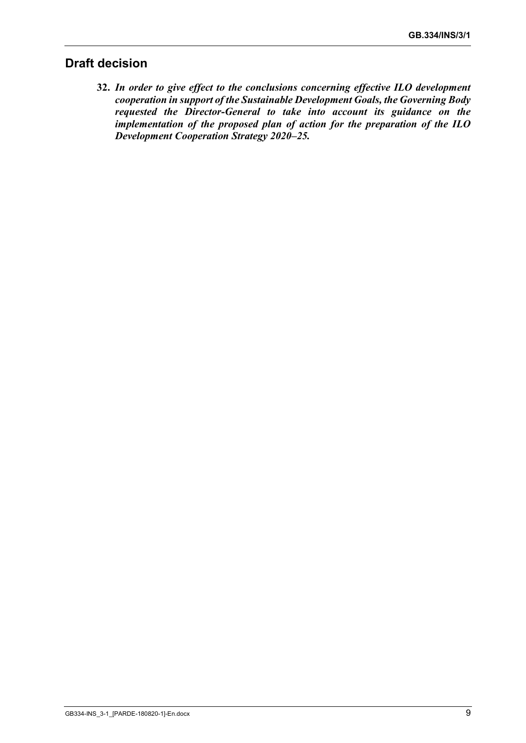## Draft decision

**32.** ***In order to give effect to the conclusions concerning effective ILO development cooperation in support of the Sustainable Development Goals, the Governing Body requested the Director-General to take into account its guidance on the implementation of the proposed plan of action for the preparation of the ILO Development Cooperation Strategy 2020–25.***